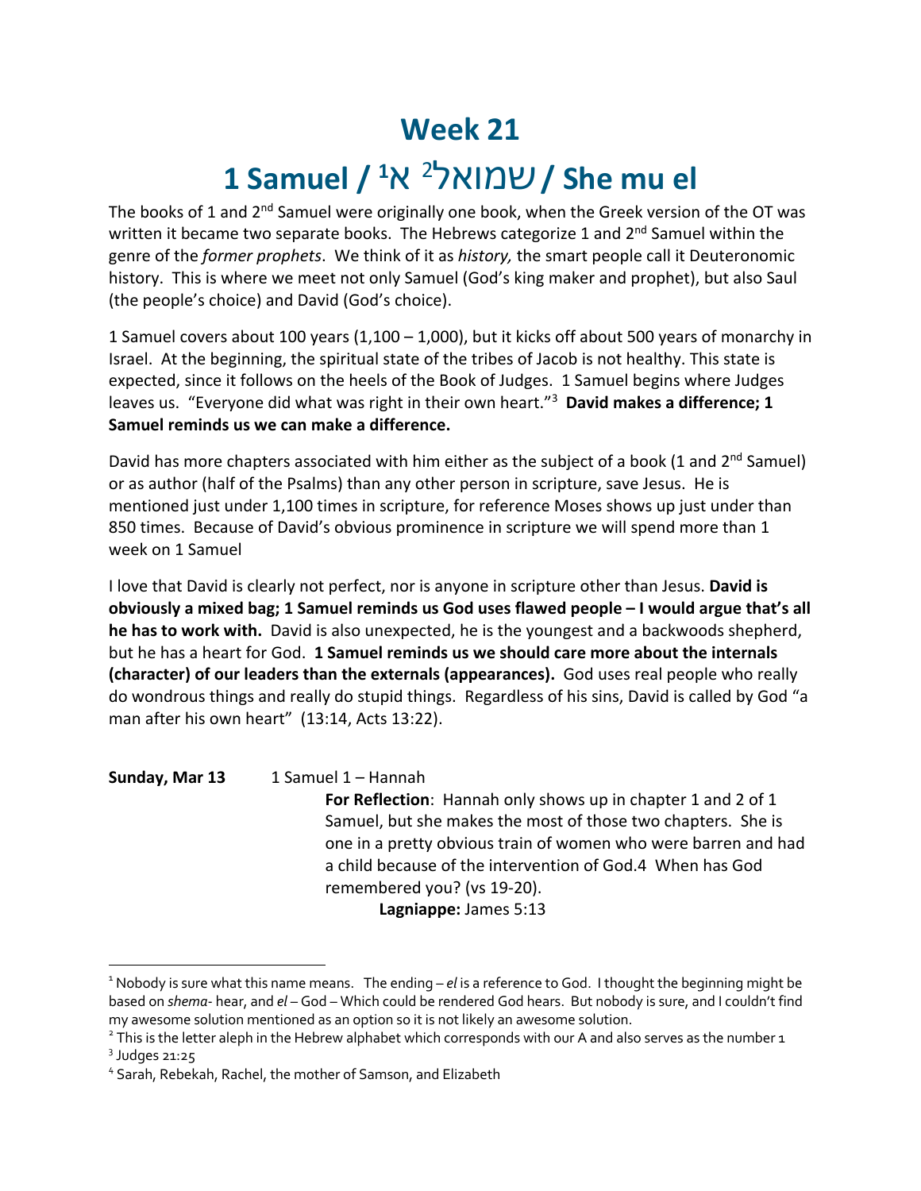# Week 21

# 1 Samuel / א[1] שמואל[2] / She mu el

The books of 1 and 2nd Samuel were originally one book, when the Greek version of the OT was written it became two separate books. The Hebrews categorize 1 and 2nd Samuel within the genre of the *former prophets*. We think of it as *history,* the smart people call it Deuteronomic history. This is where we meet not only Samuel (God's king maker and prophet), but also Saul (the people's choice) and David (God's choice).

1 Samuel covers about 100 years (1,100 – 1,000), but it kicks off about 500 years of monarchy in Israel. At the beginning, the spiritual state of the tribes of Jacob is not healthy. This state is expected, since it follows on the heels of the Book of Judges. 1 Samuel begins where Judges leaves us. "Everyone did what was right in their own heart."[3] **David makes a difference; 1 Samuel reminds us we can make a difference.**

David has more chapters associated with him either as the subject of a book (1 and 2nd Samuel) or as author (half of the Psalms) than any other person in scripture, save Jesus. He is mentioned just under 1,100 times in scripture, for reference Moses shows up just under than 850 times. Because of David's obvious prominence in scripture we will spend more than 1 week on 1 Samuel

I love that David is clearly not perfect, nor is anyone in scripture other than Jesus. **David is obviously a mixed bag; 1 Samuel reminds us God uses flawed people – I would argue that's all he has to work with.** David is also unexpected, he is the youngest and a backwoods shepherd, but he has a heart for God. **1 Samuel reminds us we should care more about the internals (character) of our leaders than the externals (appearances).** God uses real people who really do wondrous things and really do stupid things. Regardless of his sins, David is called by God "a man after his own heart" (13:14, Acts 13:22).

**Sunday, Mar 13** 1 Samuel 1 – Hannah

**For Reflection**: Hannah only shows up in chapter 1 and 2 of 1 Samuel, but she makes the most of those two chapters. She is one in a pretty obvious train of women who were barren and had a child because of the intervention of God.4 When has God remembered you? (vs 19-20).

**Lagniappe:** James 5:13

---

[1] Nobody is sure what this name means. The ending – *el* is a reference to God. I thought the beginning might be based on *shema*- hear, and *el* – God – Which could be rendered God hears. But nobody is sure, and I couldn't find my awesome solution mentioned as an option so it is not likely an awesome solution.

[2] This is the letter aleph in the Hebrew alphabet which corresponds with our A and also serves as the number 1

[3] Judges 21:25

[4] Sarah, Rebekah, Rachel, the mother of Samson, and Elizabeth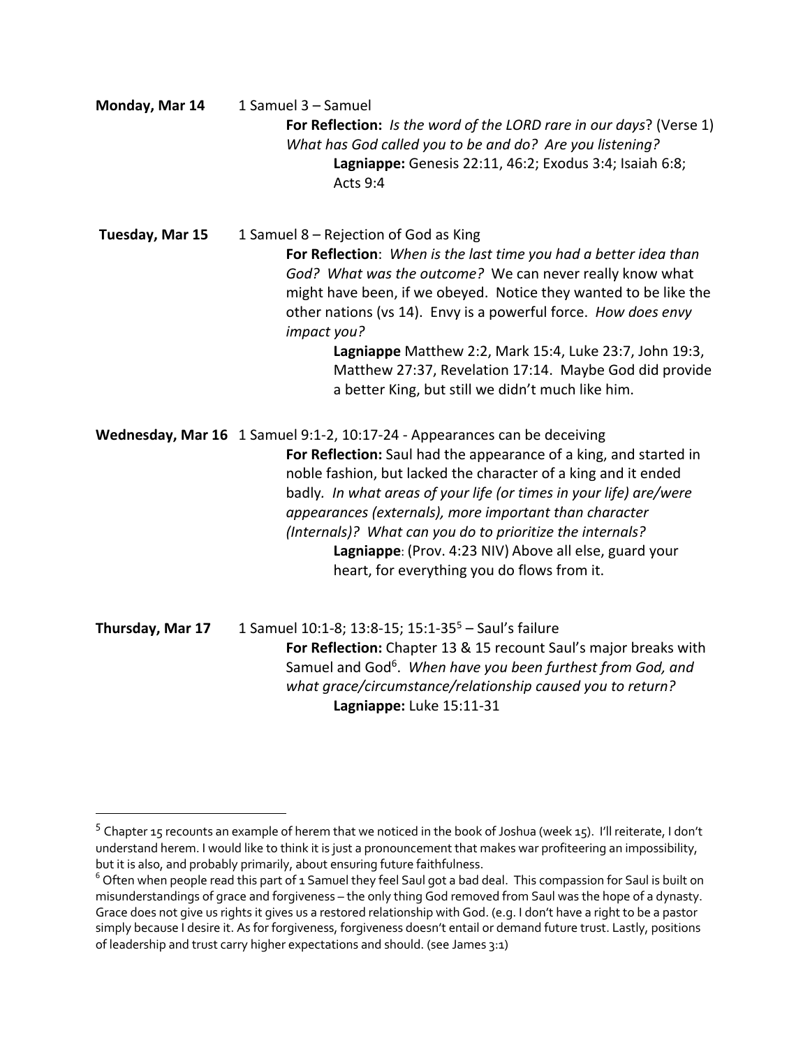**Monday, Mar 14** 1 Samuel 3 – Samuel

**For Reflection:** *Is the word of the LORD rare in our days*? (Verse 1) *What has God called you to be and do? Are you listening?*

**Lagniappe:** Genesis 22:11, 46:2; Exodus 3:4; Isaiah 6:8; Acts 9:4

**Tuesday, Mar 15** 1 Samuel 8 – Rejection of God as King

**For Reflection**: *When is the last time you had a better idea than God? What was the outcome?* We can never really know what might have been, if we obeyed. Notice they wanted to be like the other nations (vs 14). Envy is a powerful force. *How does envy impact you?*

**Lagniappe** Matthew 2:2, Mark 15:4, Luke 23:7, John 19:3, Matthew 27:37, Revelation 17:14. Maybe God did provide a better King, but still we didn't much like him.

**Wednesday, Mar 16** 1 Samuel 9:1-2, 10:17-24 - Appearances can be deceiving

**For Reflection:** Saul had the appearance of a king, and started in noble fashion, but lacked the character of a king and it ended badly. *In what areas of your life (or times in your life) are/were appearances (externals), more important than character (Internals)? What can you do to prioritize the internals?*

**Lagniappe**: (Prov. 4:23 NIV) Above all else, guard your heart, for everything you do flows from it.

**Thursday, Mar 17** 1 Samuel 10:1-8; 13:8-15; 15:1-35[5] – Saul's failure

**For Reflection:** Chapter 13 & 15 recount Saul's major breaks with Samuel and God[6]. *When have you been furthest from God, and what grace/circumstance/relationship caused you to return?*

**Lagniappe:** Luke 15:11-31

---

[5] Chapter 15 recounts an example of herem that we noticed in the book of Joshua (week 15). I'll reiterate, I don't understand herem. I would like to think it is just a pronouncement that makes war profiteering an impossibility, but it is also, and probably primarily, about ensuring future faithfulness.

[6] Often when people read this part of 1 Samuel they feel Saul got a bad deal. This compassion for Saul is built on misunderstandings of grace and forgiveness – the only thing God removed from Saul was the hope of a dynasty. Grace does not give us rights it gives us a restored relationship with God. (e.g. I don't have a right to be a pastor simply because I desire it. As for forgiveness, forgiveness doesn't entail or demand future trust. Lastly, positions of leadership and trust carry higher expectations and should. (see James 3:1)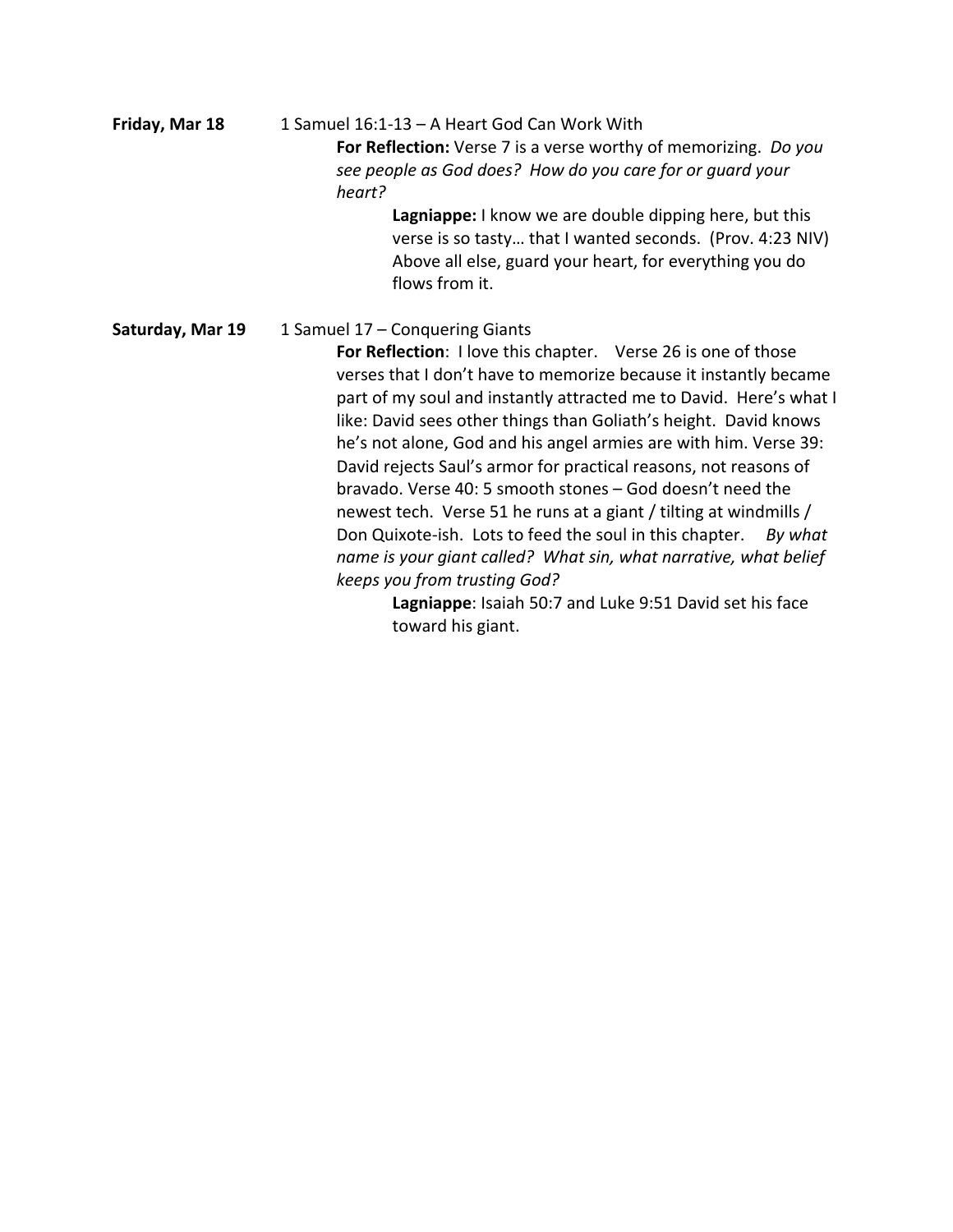**Friday, Mar 18** 1 Samuel 16:1-13 – A Heart God Can Work With

**For Reflection:** Verse 7 is a verse worthy of memorizing. *Do you see people as God does? How do you care for or guard your heart?*

**Lagniappe:** I know we are double dipping here, but this verse is so tasty… that I wanted seconds. (Prov. 4:23 NIV) Above all else, guard your heart, for everything you do flows from it.

**Saturday, Mar 19** 1 Samuel 17 – Conquering Giants

**For Reflection**: I love this chapter. Verse 26 is one of those verses that I don't have to memorize because it instantly became part of my soul and instantly attracted me to David. Here's what I like: David sees other things than Goliath's height. David knows he's not alone, God and his angel armies are with him. Verse 39: David rejects Saul's armor for practical reasons, not reasons of bravado. Verse 40: 5 smooth stones – God doesn't need the newest tech. Verse 51 he runs at a giant / tilting at windmills / Don Quixote-ish. Lots to feed the soul in this chapter. *By what name is your giant called? What sin, what narrative, what belief keeps you from trusting God?*

**Lagniappe**: Isaiah 50:7 and Luke 9:51 David set his face toward his giant.